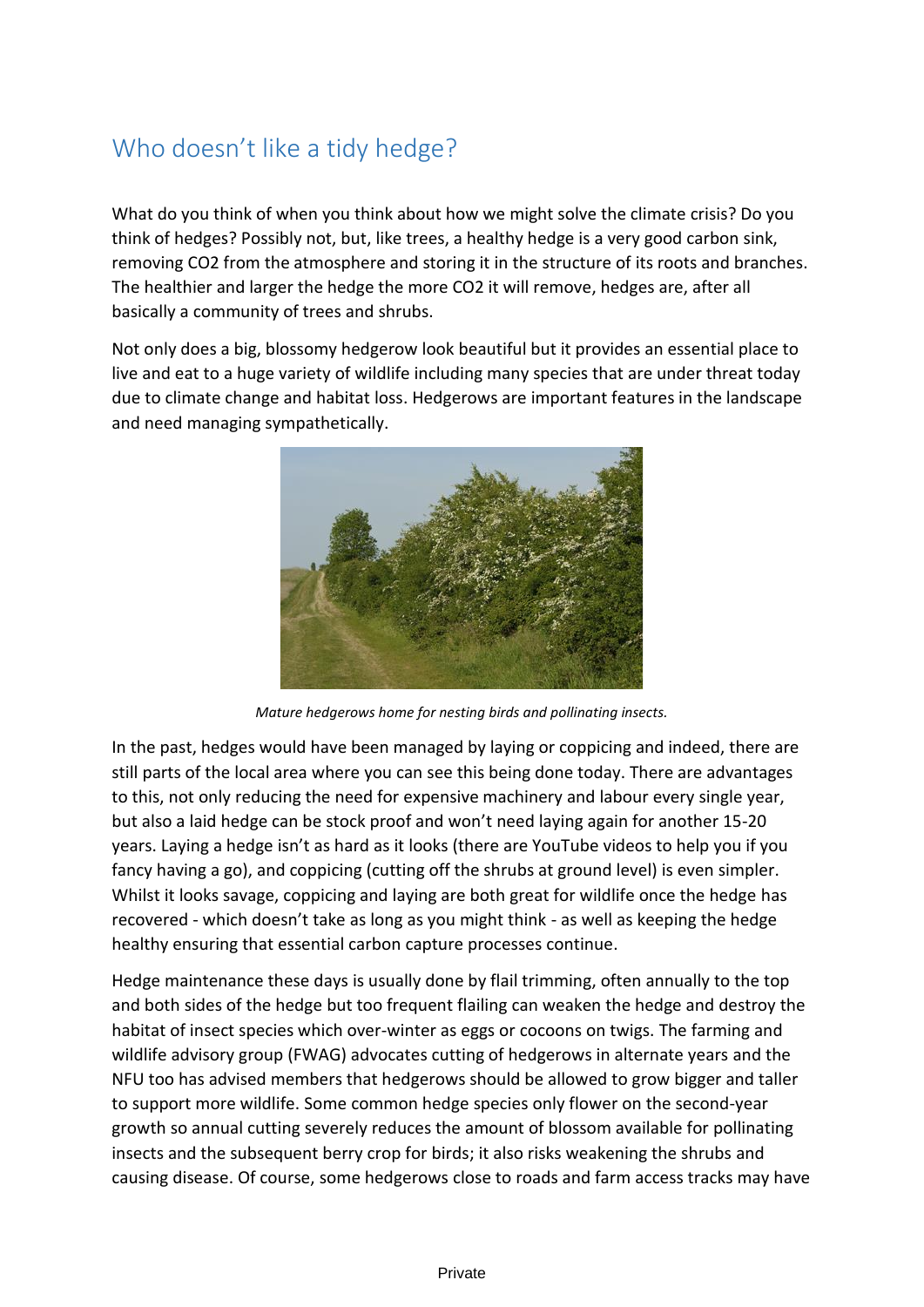# Who doesn't like a tidy hedge?

What do you think of when you think about how we might solve the climate crisis? Do you think of hedges? Possibly not, but, like trees, a healthy hedge is a very good carbon sink, removing $CO_2$ from the atmosphere and storing it in the structure of its roots and branches. The healthier and larger the hedge the more $CO_2$ it will remove, hedges are, after all basically a community of trees and shrubs.

Not only does a big, blossomy hedgerow look beautiful but it provides an essential place to live and eat to a huge variety of wildlife including many species that are under threat today due to climate change and habitat loss. Hedgerows are important features in the landscape and need managing sympathetically.

*Mature hedgerows home for nesting birds and pollinating insects.*

In the past, hedges would have been managed by laying or coppicing and indeed, there are still parts of the local area where you can see this being done today. There are advantages to this, not only reducing the need for expensive machinery and labour every single year, but also a laid hedge can be stock proof and won't need laying again for another 15-20 years. Laying a hedge isn't as hard as it looks (there are YouTube videos to help you if you fancy having a go), and coppicing (cutting off the shrubs at ground level) is even simpler. Whilst it looks savage, coppicing and laying are both great for wildlife once the hedge has recovered - which doesn't take as long as you might think - as well as keeping the hedge healthy ensuring that essential carbon capture processes continue.

Hedge maintenance these days is usually done by flail trimming, often annually to the top and both sides of the hedge but too frequent flailing can weaken the hedge and destroy the habitat of insect species which over-winter as eggs or cocoons on twigs. The farming and wildlife advisory group (FWAG) advocates cutting of hedgerows in alternate years and the NFU too has advised members that hedgerows should be allowed to grow bigger and taller to support more wildlife. Some common hedge species only flower on the second-year growth so annual cutting severely reduces the amount of blossom available for pollinating insects and the subsequent berry crop for birds; it also risks weakening the shrubs and causing disease. Of course, some hedgerows close to roads and farm access tracks may have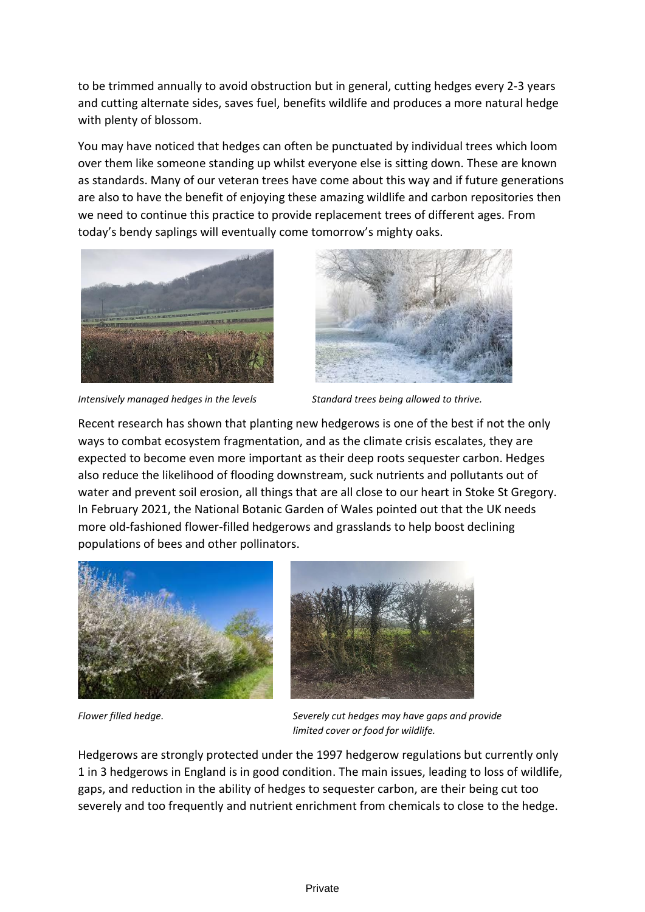to be trimmed annually to avoid obstruction but in general, cutting hedges every 2-3 years and cutting alternate sides, saves fuel, benefits wildlife and produces a more natural hedge with plenty of blossom.

You may have noticed that hedges can often be punctuated by individual trees which loom over them like someone standing up whilst everyone else is sitting down. These are known as standards. Many of our veteran trees have come about this way and if future generations are also to have the benefit of enjoying these amazing wildlife and carbon repositories then we need to continue this practice to provide replacement trees of different ages. From today's bendy saplings will eventually come tomorrow's mighty oaks.

*Intensively managed hedges in the levels*

*Standard trees being allowed to thrive.*

Recent research has shown that planting new hedgerows is one of the best if not the only ways to combat ecosystem fragmentation, and as the climate crisis escalates, they are expected to become even more important as their deep roots sequester carbon. Hedges also reduce the likelihood of flooding downstream, suck nutrients and pollutants out of water and prevent soil erosion, all things that are all close to our heart in Stoke St Gregory. In February 2021, the National Botanic Garden of Wales pointed out that the UK needs more old-fashioned flower-filled hedgerows and grasslands to help boost declining populations of bees and other pollinators.

*Flower filled hedge.*

*Severely cut hedges may have gaps and provide limited cover or food for wildlife.*

Hedgerows are strongly protected under the 1997 hedgerow regulations but currently only 1 in 3 hedgerows in England is in good condition. The main issues, leading to loss of wildlife, gaps, and reduction in the ability of hedges to sequester carbon, are their being cut too severely and too frequently and nutrient enrichment from chemicals to close to the hedge.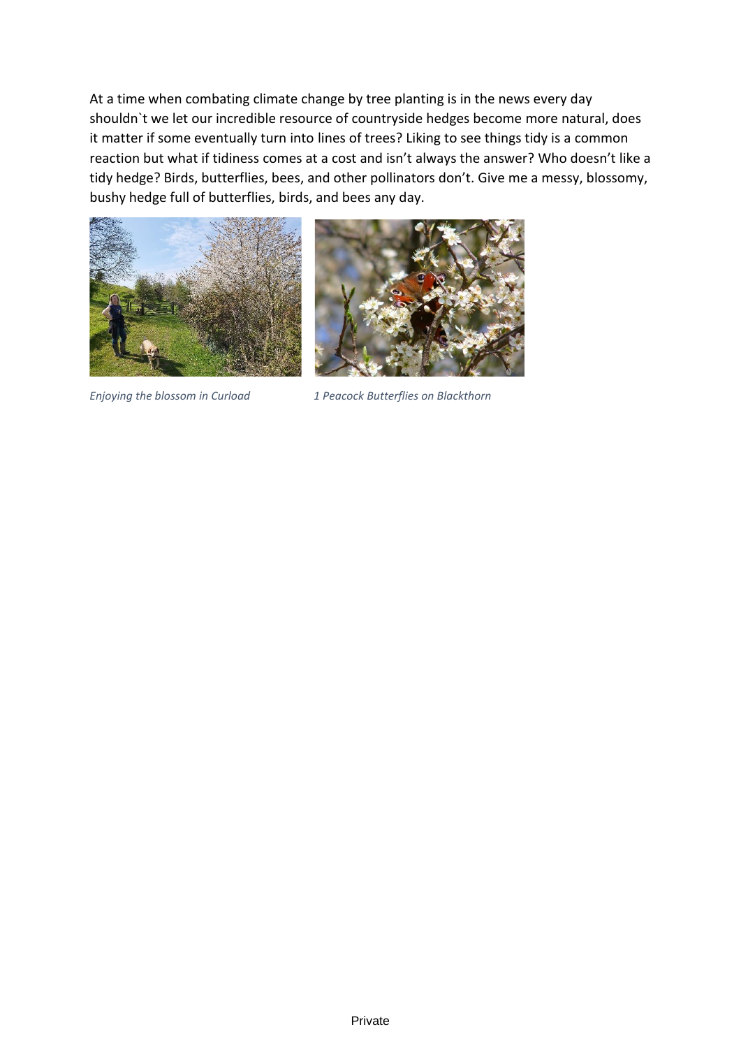At a time when combating climate change by tree planting is in the news every day shouldn`t we let our incredible resource of countryside hedges become more natural, does it matter if some eventually turn into lines of trees? Liking to see things tidy is a common reaction but what if tidiness comes at a cost and isn't always the answer? Who doesn't like a tidy hedge? Birds, butterflies, bees, and other pollinators don't. Give me a messy, blossomy, bushy hedge full of butterflies, birds, and bees any day.

*Enjoying the blossom in Curload*

*1 Peacock Butterflies on Blackthorn*